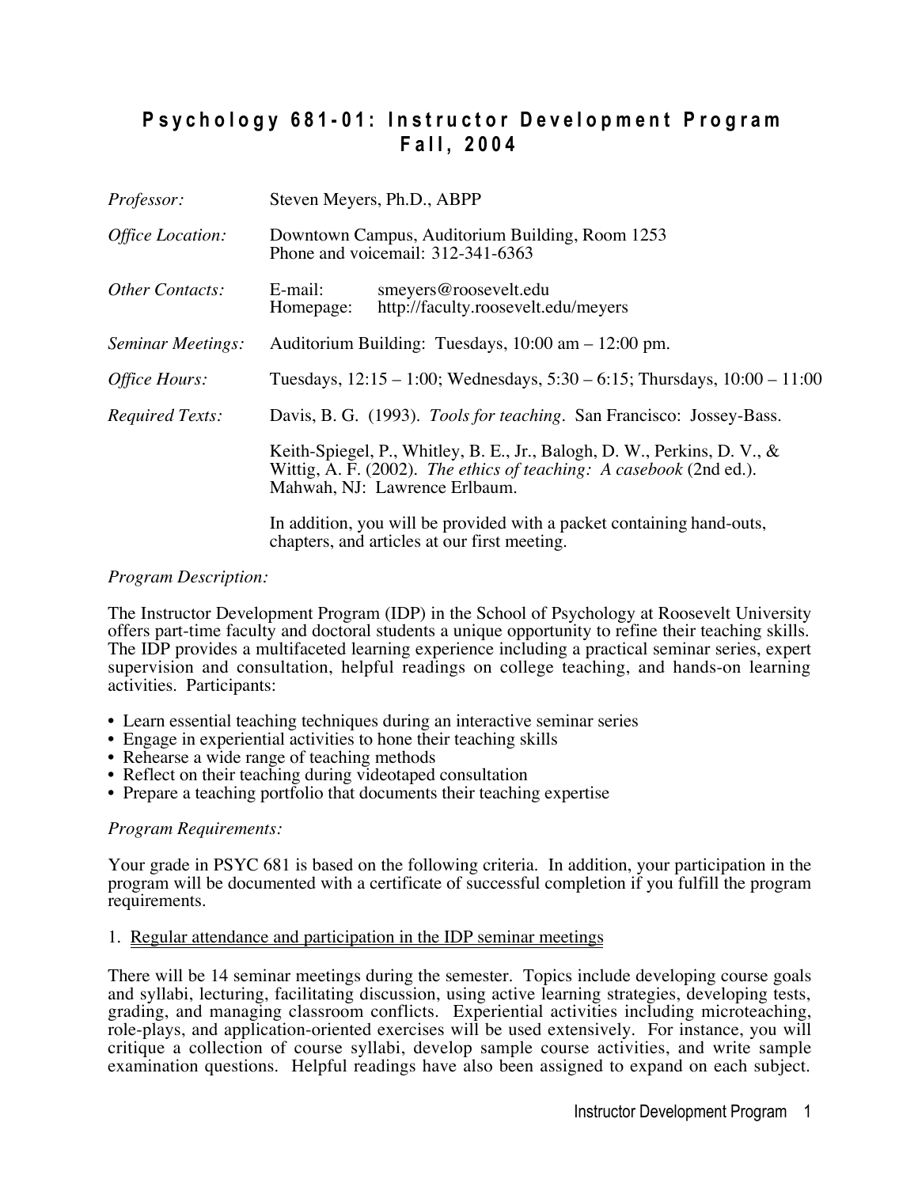# Psychology 681-01: Instructor Development Program
## Fall, 2004

*Professor:* Steven Meyers, Ph.D., ABPP

*Office Location:* Downtown Campus, Auditorium Building, Room 1253
Phone and voicemail: 312-341-6363

*Other Contacts:* E-mail: smeyers@roosevelt.edu
Homepage: http://faculty.roosevelt.edu/meyers

*Seminar Meetings:* Auditorium Building: Tuesdays, 10:00 am – 12:00 pm.

*Office Hours:* Tuesdays, 12:15 – 1:00; Wednesdays, 5:30 – 6:15; Thursdays, 10:00 – 11:00

*Required Texts:* Davis, B. G. (1993). *Tools for teaching*. San Francisco: Jossey-Bass.

Keith-Spiegel, P., Whitley, B. E., Jr., Balogh, D. W., Perkins, D. V., & Wittig, A. F. (2002). *The ethics of teaching: A casebook* (2nd ed.). Mahwah, NJ: Lawrence Erlbaum.

In addition, you will be provided with a packet containing hand-outs, chapters, and articles at our first meeting.

*Program Description:*

The Instructor Development Program (IDP) in the School of Psychology at Roosevelt University offers part-time faculty and doctoral students a unique opportunity to refine their teaching skills. The IDP provides a multifaceted learning experience including a practical seminar series, expert supervision and consultation, helpful readings on college teaching, and hands-on learning activities. Participants:

- Learn essential teaching techniques during an interactive seminar series
- Engage in experiential activities to hone their teaching skills
- Rehearse a wide range of teaching methods
- Reflect on their teaching during videotaped consultation
- Prepare a teaching portfolio that documents their teaching expertise

*Program Requirements:*

Your grade in PSYC 681 is based on the following criteria. In addition, your participation in the program will be documented with a certificate of successful completion if you fulfill the program requirements.

1. Regular attendance and participation in the IDP seminar meetings

There will be 14 seminar meetings during the semester. Topics include developing course goals and syllabi, lecturing, facilitating discussion, using active learning strategies, developing tests, grading, and managing classroom conflicts. Experiential activities including microteaching, role-plays, and application-oriented exercises will be used extensively. For instance, you will critique a collection of course syllabi, develop sample course activities, and write sample examination questions. Helpful readings have also been assigned to expand on each subject.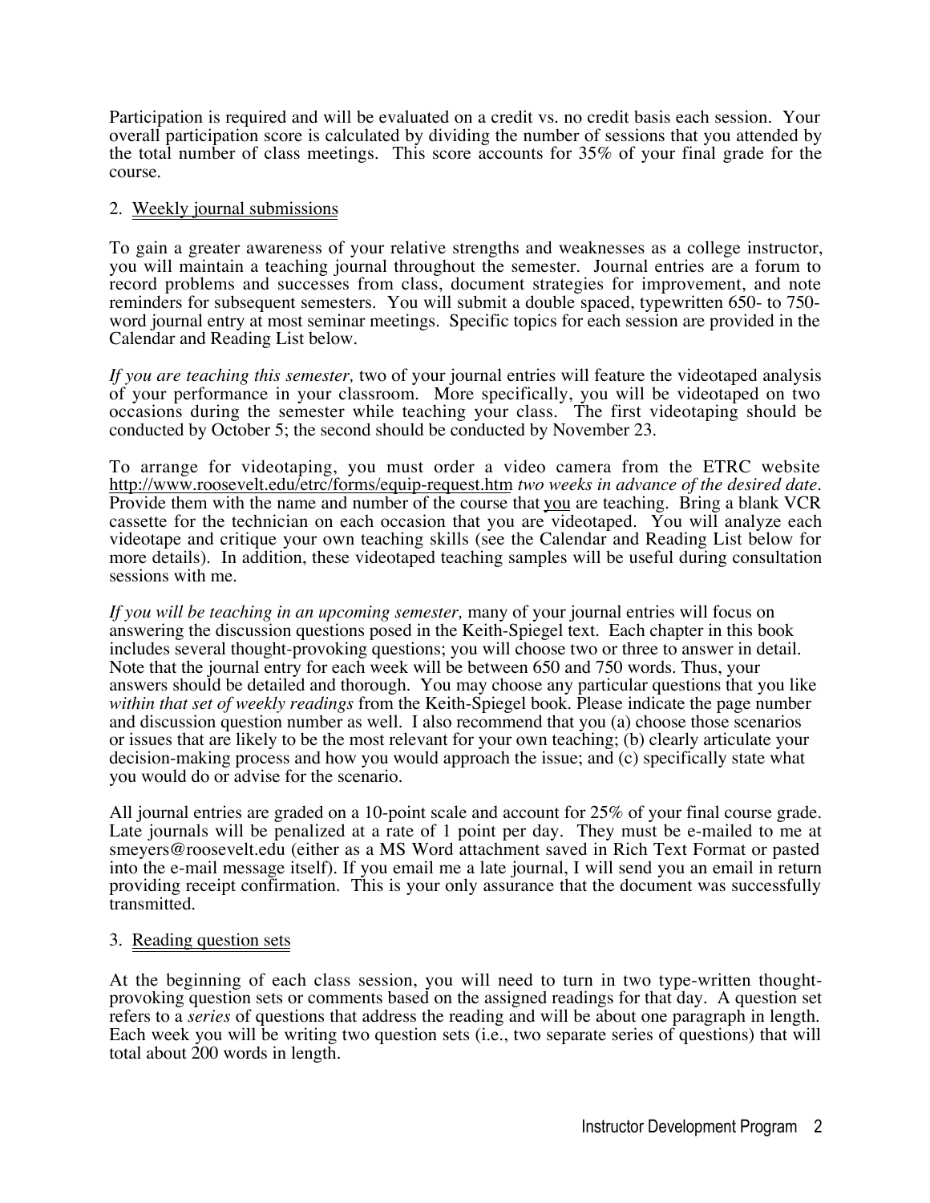Participation is required and will be evaluated on a credit vs. no credit basis each session. Your overall participation score is calculated by dividing the number of sessions that you attended by the total number of class meetings. This score accounts for 35% of your final grade for the course.

2. Weekly journal submissions

To gain a greater awareness of your relative strengths and weaknesses as a college instructor, you will maintain a teaching journal throughout the semester. Journal entries are a forum to record problems and successes from class, document strategies for improvement, and note reminders for subsequent semesters. You will submit a double spaced, typewritten 650- to 750-word journal entry at most seminar meetings. Specific topics for each session are provided in the Calendar and Reading List below.

*If you are teaching this semester,* two of your journal entries will feature the videotaped analysis of your performance in your classroom. More specifically, you will be videotaped on two occasions during the semester while teaching your class. The first videotaping should be conducted by October 5; the second should be conducted by November 23.

To arrange for videotaping, you must order a video camera from the ETRC website http://www.roosevelt.edu/etrc/forms/equip-request.htm *two weeks in advance of the desired date*. Provide them with the name and number of the course that you are teaching. Bring a blank VCR cassette for the technician on each occasion that you are videotaped. You will analyze each videotape and critique your own teaching skills (see the Calendar and Reading List below for more details). In addition, these videotaped teaching samples will be useful during consultation sessions with me.

*If you will be teaching in an upcoming semester,* many of your journal entries will focus on answering the discussion questions posed in the Keith-Spiegel text. Each chapter in this book includes several thought-provoking questions; you will choose two or three to answer in detail. Note that the journal entry for each week will be between 650 and 750 words. Thus, your answers should be detailed and thorough. You may choose any particular questions that you like *within that set of weekly readings* from the Keith-Spiegel book. Please indicate the page number and discussion question number as well. I also recommend that you (a) choose those scenarios or issues that are likely to be the most relevant for your own teaching; (b) clearly articulate your decision-making process and how you would approach the issue; and (c) specifically state what you would do or advise for the scenario.

All journal entries are graded on a 10-point scale and account for 25% of your final course grade. Late journals will be penalized at a rate of 1 point per day. They must be e-mailed to me at smeyers@roosevelt.edu (either as a MS Word attachment saved in Rich Text Format or pasted into the e-mail message itself). If you email me a late journal, I will send you an email in return providing receipt confirmation. This is your only assurance that the document was successfully transmitted.

3. Reading question sets

At the beginning of each class session, you will need to turn in two type-written thought-provoking question sets or comments based on the assigned readings for that day. A question set refers to a *series* of questions that address the reading and will be about one paragraph in length. Each week you will be writing two question sets (i.e., two separate series of questions) that will total about 200 words in length.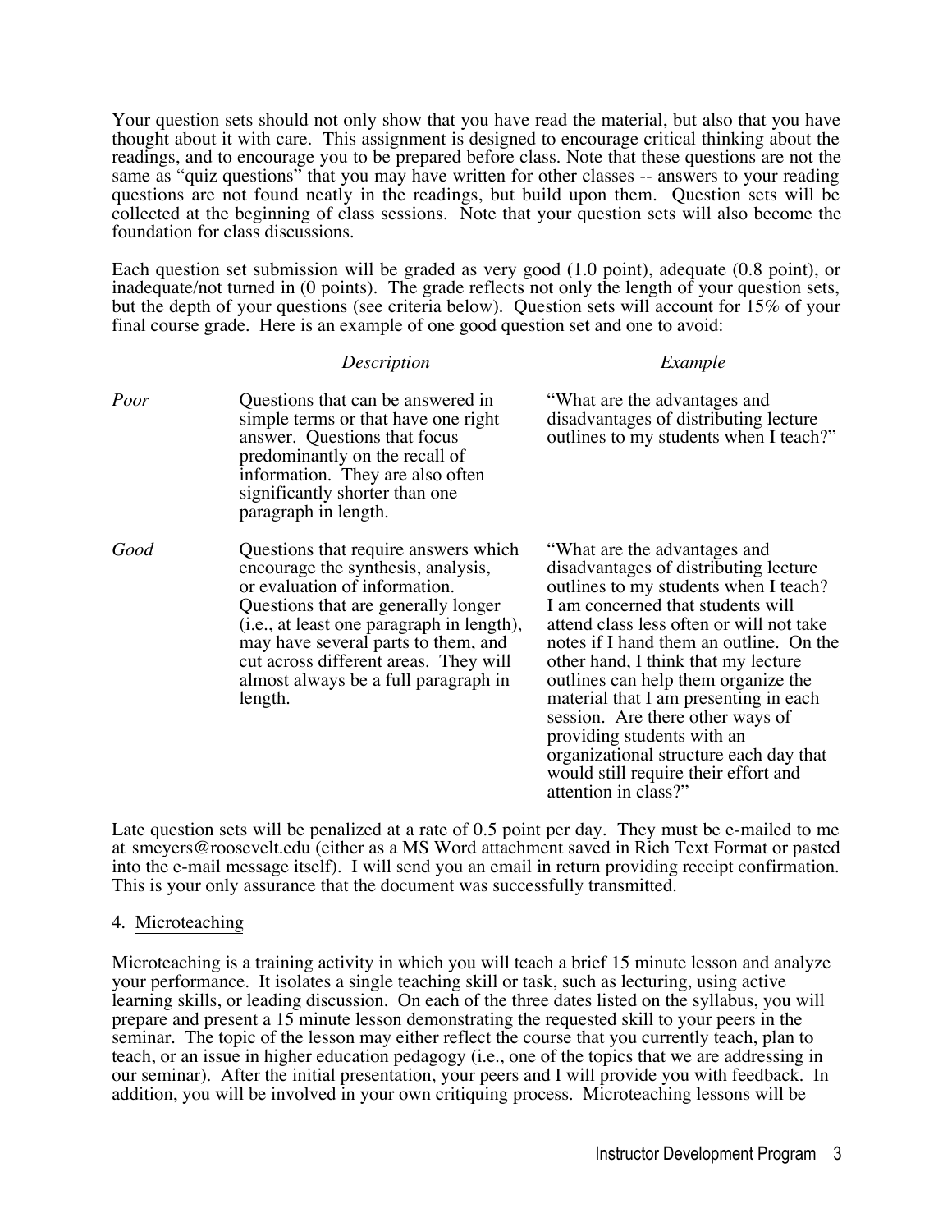Your question sets should not only show that you have read the material, but also that you have thought about it with care. This assignment is designed to encourage critical thinking about the readings, and to encourage you to be prepared before class. Note that these questions are not the same as "quiz questions" that you may have written for other classes -- answers to your reading questions are not found neatly in the readings, but build upon them. Question sets will be collected at the beginning of class sessions. Note that your question sets will also become the foundation for class discussions.

Each question set submission will be graded as very good (1.0 point), adequate (0.8 point), or inadequate/not turned in (0 points). The grade reflects not only the length of your question sets, but the depth of your questions (see criteria below). Question sets will account for 15% of your final course grade. Here is an example of one good question set and one to avoid:

| | *Description* | *Example* |
|---|---|---|
| *Poor* | Questions that can be answered in simple terms or that have one right answer. Questions that focus predominantly on the recall of information. They are also often significantly shorter than one paragraph in length. | "What are the advantages and disadvantages of distributing lecture outlines to my students when I teach?" |
| *Good* | Questions that require answers which encourage the synthesis, analysis, or evaluation of information. Questions that are generally longer (i.e., at least one paragraph in length), may have several parts to them, and cut across different areas. They will almost always be a full paragraph in length. | "What are the advantages and disadvantages of distributing lecture outlines to my students when I teach? I am concerned that students will attend class less often or will not take notes if I hand them an outline. On the other hand, I think that my lecture outlines can help them organize the material that I am presenting in each session. Are there other ways of providing students with an organizational structure each day that would still require their effort and attention in class?" |

Late question sets will be penalized at a rate of 0.5 point per day. They must be e-mailed to me at smeyers@roosevelt.edu (either as a MS Word attachment saved in Rich Text Format or pasted into the e-mail message itself). I will send you an email in return providing receipt confirmation. This is your only assurance that the document was successfully transmitted.

4. Microteaching

Microteaching is a training activity in which you will teach a brief 15 minute lesson and analyze your performance. It isolates a single teaching skill or task, such as lecturing, using active learning skills, or leading discussion. On each of the three dates listed on the syllabus, you will prepare and present a 15 minute lesson demonstrating the requested skill to your peers in the seminar. The topic of the lesson may either reflect the course that you currently teach, plan to teach, or an issue in higher education pedagogy (i.e., one of the topics that we are addressing in our seminar). After the initial presentation, your peers and I will provide you with feedback. In addition, you will be involved in your own critiquing process. Microteaching lessons will be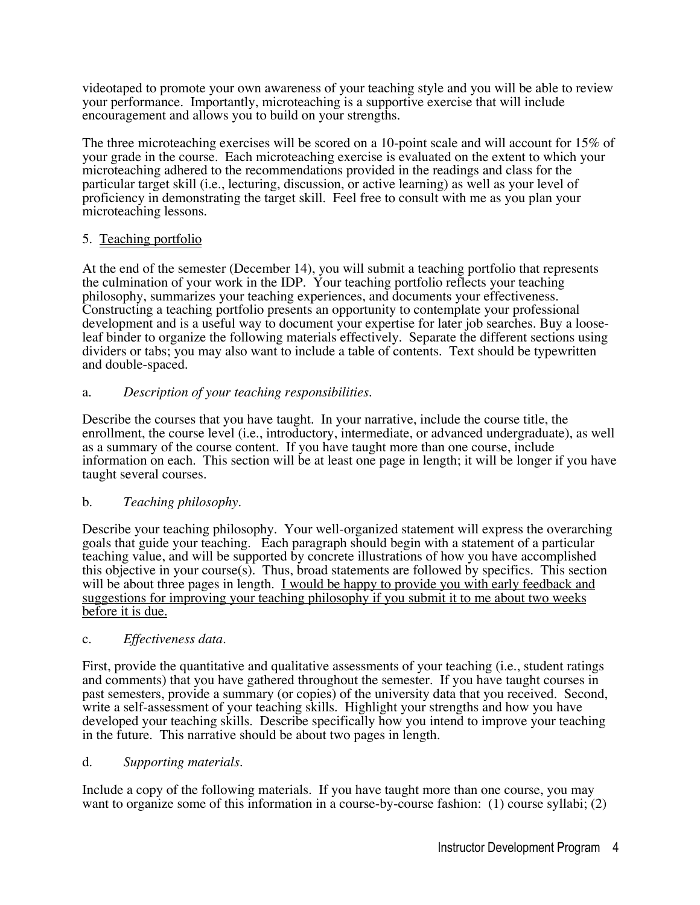videotaped to promote your own awareness of your teaching style and you will be able to review your performance. Importantly, microteaching is a supportive exercise that will include encouragement and allows you to build on your strengths.

The three microteaching exercises will be scored on a 10-point scale and will account for 15% of your grade in the course. Each microteaching exercise is evaluated on the extent to which your microteaching adhered to the recommendations provided in the readings and class for the particular target skill (i.e., lecturing, discussion, or active learning) as well as your level of proficiency in demonstrating the target skill. Feel free to consult with me as you plan your microteaching lessons.

5. <u>Teaching portfolio</u>

At the end of the semester (December 14), you will submit a teaching portfolio that represents the culmination of your work in the IDP. Your teaching portfolio reflects your teaching philosophy, summarizes your teaching experiences, and documents your effectiveness. Constructing a teaching portfolio presents an opportunity to contemplate your professional development and is a useful way to document your expertise for later job searches. Buy a loose-leaf binder to organize the following materials effectively. Separate the different sections using dividers or tabs; you may also want to include a table of contents. Text should be typewritten and double-spaced.

a. *Description of your teaching responsibilities.*

Describe the courses that you have taught. In your narrative, include the course title, the enrollment, the course level (i.e., introductory, intermediate, or advanced undergraduate), as well as a summary of the course content. If you have taught more than one course, include information on each. This section will be at least one page in length; it will be longer if you have taught several courses.

b. *Teaching philosophy.*

Describe your teaching philosophy. Your well-organized statement will express the overarching goals that guide your teaching. Each paragraph should begin with a statement of a particular teaching value, and will be supported by concrete illustrations of how you have accomplished this objective in your course(s). Thus, broad statements are followed by specifics. This section will be about three pages in length. <u>I would be happy to provide you with early feedback and suggestions for improving your teaching philosophy if you submit it to me about two weeks before it is due.</u>

c. *Effectiveness data.*

First, provide the quantitative and qualitative assessments of your teaching (i.e., student ratings and comments) that you have gathered throughout the semester. If you have taught courses in past semesters, provide a summary (or copies) of the university data that you received. Second, write a self-assessment of your teaching skills. Highlight your strengths and how you have developed your teaching skills. Describe specifically how you intend to improve your teaching in the future. This narrative should be about two pages in length.

d. *Supporting materials.*

Include a copy of the following materials. If you have taught more than one course, you may want to organize some of this information in a course-by-course fashion: (1) course syllabi; (2)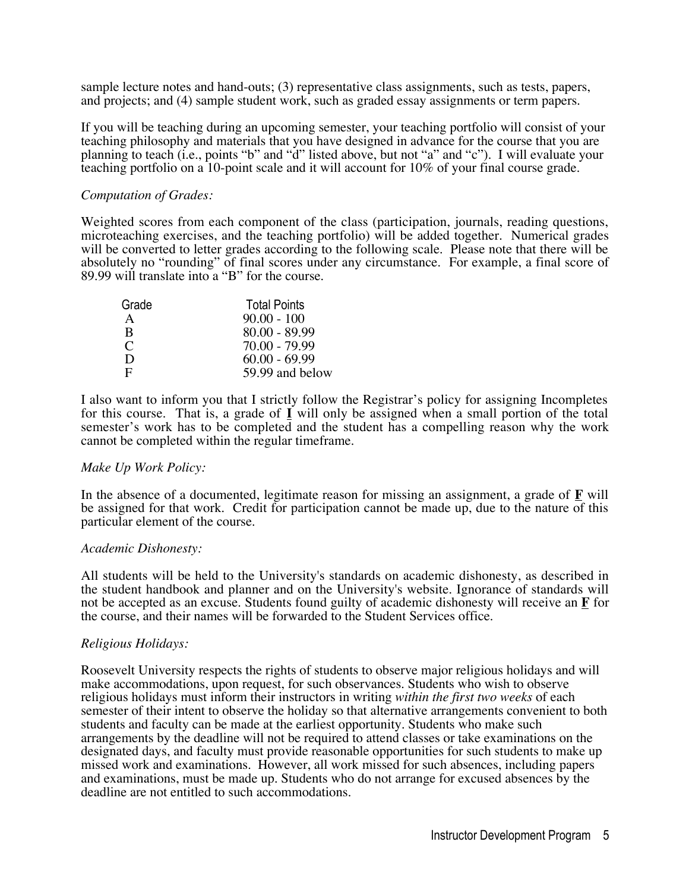sample lecture notes and hand-outs; (3) representative class assignments, such as tests, papers, and projects; and (4) sample student work, such as graded essay assignments or term papers.

If you will be teaching during an upcoming semester, your teaching portfolio will consist of your teaching philosophy and materials that you have designed in advance for the course that you are planning to teach (i.e., points "b" and "d" listed above, but not "a" and "c"). I will evaluate your teaching portfolio on a 10-point scale and it will account for 10% of your final course grade.

*Computation of Grades:*

Weighted scores from each component of the class (participation, journals, reading questions, microteaching exercises, and the teaching portfolio) will be added together. Numerical grades will be converted to letter grades according to the following scale. Please note that there will be absolutely no "rounding" of final scores under any circumstance. For example, a final score of 89.99 will translate into a "B" for the course.

| Grade | Total Points |
|---|---|
| A | 90.00 - 100 |
| B | 80.00 - 89.99 |
| C | 70.00 - 79.99 |
| D | 60.00 - 69.99 |
| F | 59.99 and below |

I also want to inform you that I strictly follow the Registrar's policy for assigning Incompletes for this course. That is, a grade of **I** will only be assigned when a small portion of the total semester's work has to be completed and the student has a compelling reason why the work cannot be completed within the regular timeframe.

*Make Up Work Policy:*

In the absence of a documented, legitimate reason for missing an assignment, a grade of **F** will be assigned for that work. Credit for participation cannot be made up, due to the nature of this particular element of the course.

*Academic Dishonesty:*

All students will be held to the University's standards on academic dishonesty, as described in the student handbook and planner and on the University's website. Ignorance of standards will not be accepted as an excuse. Students found guilty of academic dishonesty will receive an **F** for the course, and their names will be forwarded to the Student Services office.

*Religious Holidays:*

Roosevelt University respects the rights of students to observe major religious holidays and will make accommodations, upon request, for such observances. Students who wish to observe religious holidays must inform their instructors in writing *within the first two weeks* of each semester of their intent to observe the holiday so that alternative arrangements convenient to both students and faculty can be made at the earliest opportunity. Students who make such arrangements by the deadline will not be required to attend classes or take examinations on the designated days, and faculty must provide reasonable opportunities for such students to make up missed work and examinations. However, all work missed for such absences, including papers and examinations, must be made up. Students who do not arrange for excused absences by the deadline are not entitled to such accommodations.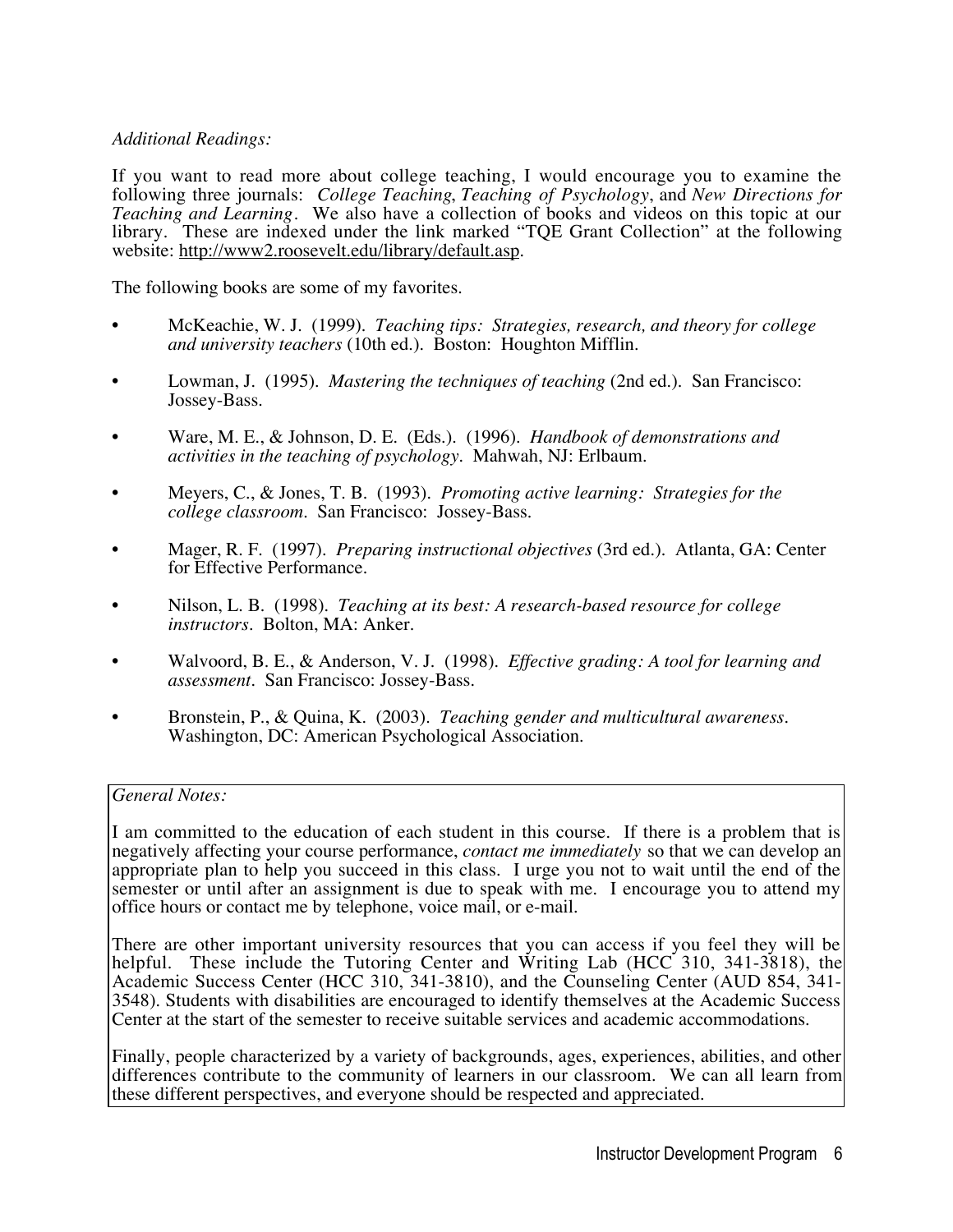*Additional Readings:*

If you want to read more about college teaching, I would encourage you to examine the following three journals: *College Teaching*, *Teaching of Psychology*, and *New Directions for Teaching and Learning*. We also have a collection of books and videos on this topic at our library. These are indexed under the link marked "TQE Grant Collection" at the following website: http://www2.roosevelt.edu/library/default.asp.

The following books are some of my favorites.

- McKeachie, W. J. (1999). *Teaching tips: Strategies, research, and theory for college and university teachers* (10th ed.). Boston: Houghton Mifflin.
- Lowman, J. (1995). *Mastering the techniques of teaching* (2nd ed.). San Francisco: Jossey-Bass.
- Ware, M. E., & Johnson, D. E. (Eds.). (1996). *Handbook of demonstrations and activities in the teaching of psychology*. Mahwah, NJ: Erlbaum.
- Meyers, C., & Jones, T. B. (1993). *Promoting active learning: Strategies for the college classroom*. San Francisco: Jossey-Bass.
- Mager, R. F. (1997). *Preparing instructional objectives* (3rd ed.). Atlanta, GA: Center for Effective Performance.
- Nilson, L. B. (1998). *Teaching at its best: A research-based resource for college instructors*. Bolton, MA: Anker.
- Walvoord, B. E., & Anderson, V. J. (1998). *Effective grading: A tool for learning and assessment*. San Francisco: Jossey-Bass.
- Bronstein, P., & Quina, K. (2003). *Teaching gender and multicultural awareness*. Washington, DC: American Psychological Association.

*General Notes:*

I am committed to the education of each student in this course. If there is a problem that is negatively affecting your course performance, *contact me immediately* so that we can develop an appropriate plan to help you succeed in this class. I urge you not to wait until the end of the semester or until after an assignment is due to speak with me. I encourage you to attend my office hours or contact me by telephone, voice mail, or e-mail.

There are other important university resources that you can access if you feel they will be helpful. These include the Tutoring Center and Writing Lab (HCC 310, 341-3818), the Academic Success Center (HCC 310, 341-3810), and the Counseling Center (AUD 854, 341-3548). Students with disabilities are encouraged to identify themselves at the Academic Success Center at the start of the semester to receive suitable services and academic accommodations.

Finally, people characterized by a variety of backgrounds, ages, experiences, abilities, and other differences contribute to the community of learners in our classroom. We can all learn from these different perspectives, and everyone should be respected and appreciated.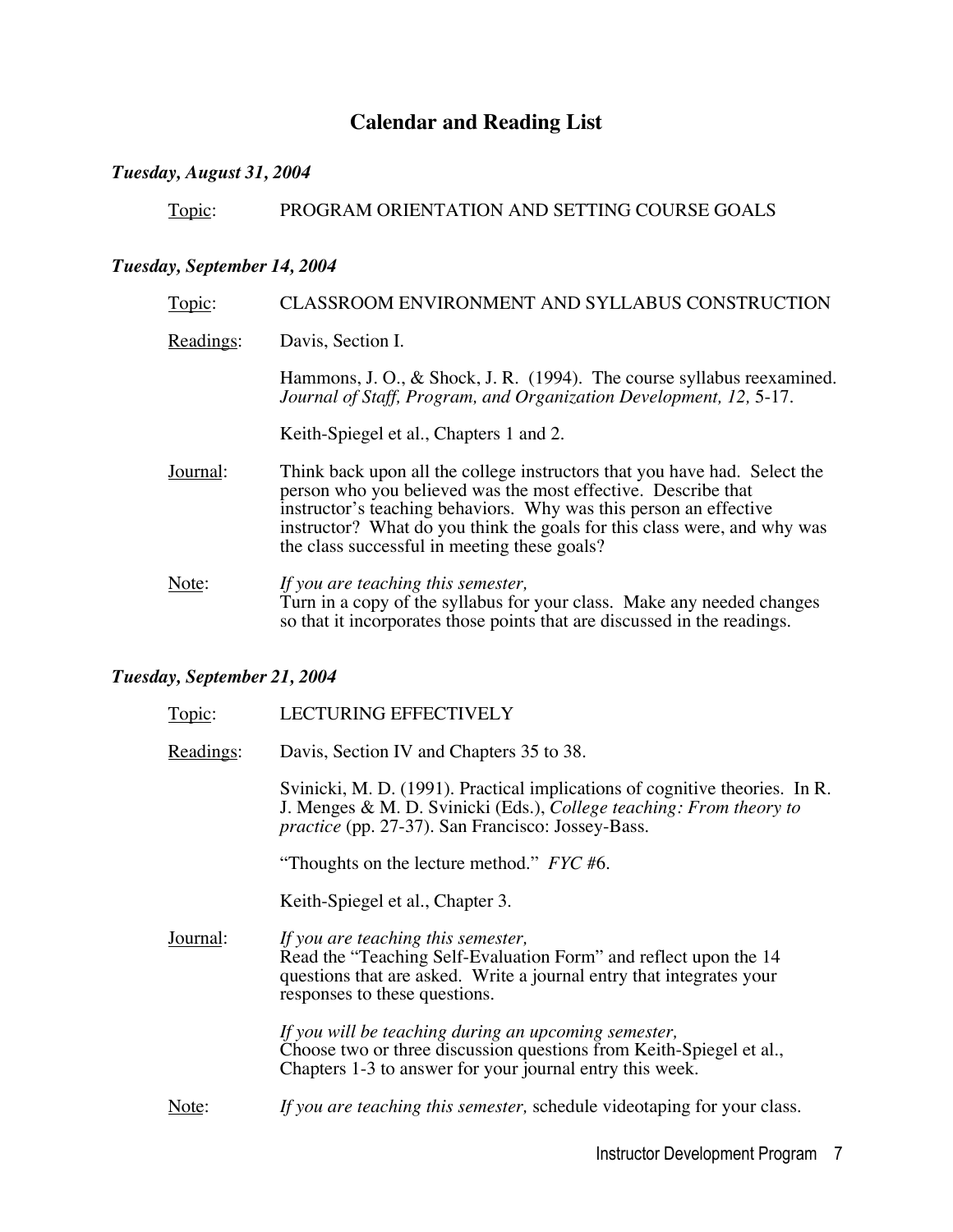# Calendar and Reading List

***Tuesday, August 31, 2004***

Topic: PROGRAM ORIENTATION AND SETTING COURSE GOALS

***Tuesday, September 14, 2004***

Topic: CLASSROOM ENVIRONMENT AND SYLLABUS CONSTRUCTION

Readings: Davis, Section I.

Hammons, J. O., & Shock, J. R. (1994). The course syllabus reexamined. *Journal of Staff, Program, and Organization Development, 12,* 5-17.

Keith-Spiegel et al., Chapters 1 and 2.

Journal: Think back upon all the college instructors that you have had. Select the person who you believed was the most effective. Describe that instructor's teaching behaviors. Why was this person an effective instructor? What do you think the goals for this class were, and why was the class successful in meeting these goals?

Note: *If you are teaching this semester,*
Turn in a copy of the syllabus for your class. Make any needed changes so that it incorporates those points that are discussed in the readings.

***Tuesday, September 21, 2004***

Topic: LECTURING EFFECTIVELY

Readings: Davis, Section IV and Chapters 35 to 38.

Svinicki, M. D. (1991). Practical implications of cognitive theories. In R. J. Menges & M. D. Svinicki (Eds.), *College teaching: From theory to practice* (pp. 27-37). San Francisco: Jossey-Bass.

"Thoughts on the lecture method." *FYC* #6.

Keith-Spiegel et al., Chapter 3.

Journal: *If you are teaching this semester,*
Read the "Teaching Self-Evaluation Form" and reflect upon the 14 questions that are asked. Write a journal entry that integrates your responses to these questions.

*If you will be teaching during an upcoming semester,*
Choose two or three discussion questions from Keith-Spiegel et al., Chapters 1-3 to answer for your journal entry this week.

Note: *If you are teaching this semester,* schedule videotaping for your class.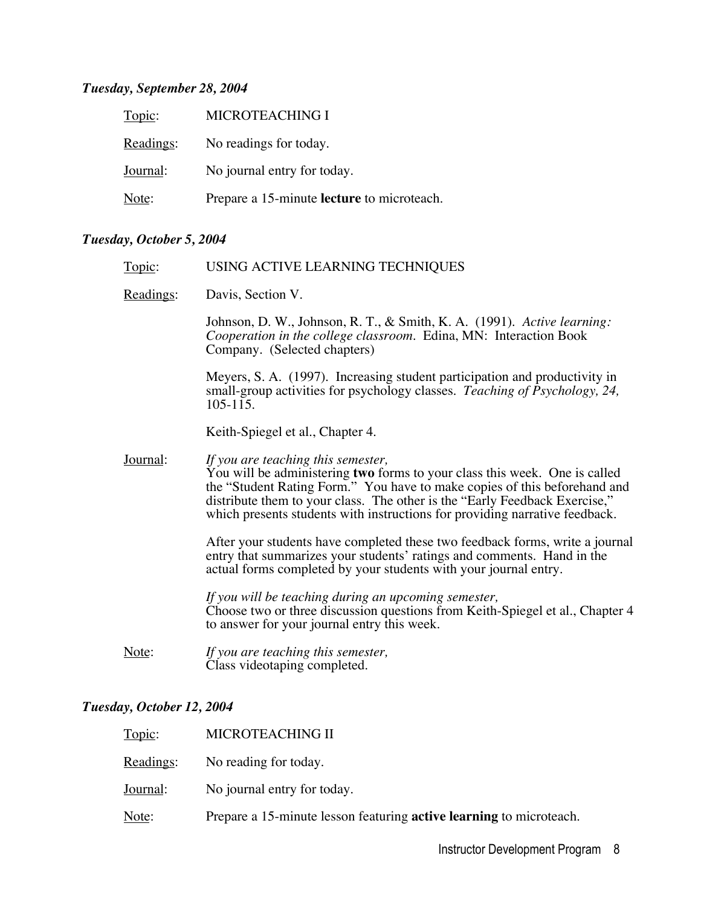***Tuesday, September 28, 2004***

Topic: MICROTEACHING I

Readings: No readings for today.

Journal: No journal entry for today.

Note: Prepare a 15-minute **lecture** to microteach.

***Tuesday, October 5, 2004***

Topic: USING ACTIVE LEARNING TECHNIQUES

Readings: Davis, Section V.

Johnson, D. W., Johnson, R. T., & Smith, K. A. (1991). *Active learning: Cooperation in the college classroom*. Edina, MN: Interaction Book Company. (Selected chapters)

Meyers, S. A. (1997). Increasing student participation and productivity in small-group activities for psychology classes. *Teaching of Psychology, 24,* 105-115.

Keith-Spiegel et al., Chapter 4.

Journal: *If you are teaching this semester,*
You will be administering **two** forms to your class this week. One is called the "Student Rating Form." You have to make copies of this beforehand and distribute them to your class. The other is the "Early Feedback Exercise," which presents students with instructions for providing narrative feedback.

After your students have completed these two feedback forms, write a journal entry that summarizes your students' ratings and comments. Hand in the actual forms completed by your students with your journal entry.

*If you will be teaching during an upcoming semester,*
Choose two or three discussion questions from Keith-Spiegel et al., Chapter 4 to answer for your journal entry this week.

Note: *If you are teaching this semester,*
Class videotaping completed.

***Tuesday, October 12, 2004***

Topic: MICROTEACHING II

Readings: No reading for today.

Journal: No journal entry for today.

Note: Prepare a 15-minute lesson featuring **active learning** to microteach.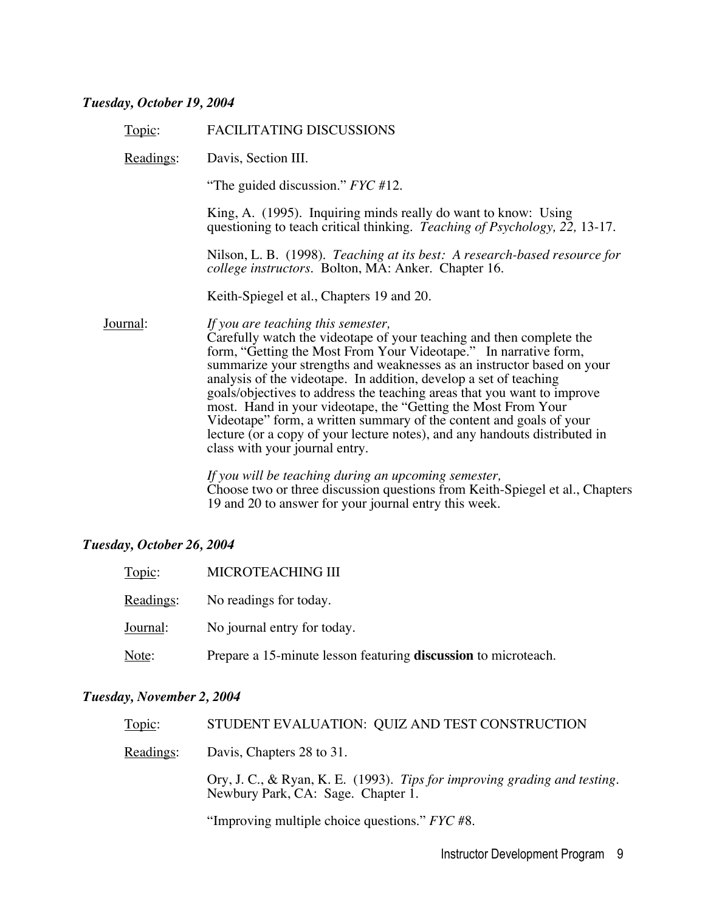***Tuesday, October 19, 2004***

<u>Topic</u>: FACILITATING DISCUSSIONS

<u>Readings</u>: Davis, Section III.

"The guided discussion." *FYC* #12.

King, A. (1995). Inquiring minds really do want to know: Using questioning to teach critical thinking. *Teaching of Psychology, 22,* 13-17.

Nilson, L. B. (1998). *Teaching at its best: A research-based resource for college instructors*. Bolton, MA: Anker. Chapter 16.

Keith-Spiegel et al., Chapters 19 and 20.

<u>Journal</u>: *If you are teaching this semester,*
Carefully watch the videotape of your teaching and then complete the form, "Getting the Most From Your Videotape." In narrative form, summarize your strengths and weaknesses as an instructor based on your analysis of the videotape. In addition, develop a set of teaching goals/objectives to address the teaching areas that you want to improve most. Hand in your videotape, the "Getting the Most From Your Videotape" form, a written summary of the content and goals of your lecture (or a copy of your lecture notes), and any handouts distributed in class with your journal entry.

*If you will be teaching during an upcoming semester,*
Choose two or three discussion questions from Keith-Spiegel et al., Chapters 19 and 20 to answer for your journal entry this week.

***Tuesday, October 26, 2004***

<u>Topic</u>: MICROTEACHING III

<u>Readings</u>: No readings for today.

<u>Journal</u>: No journal entry for today.

<u>Note</u>: Prepare a 15-minute lesson featuring **discussion** to microteach.

***Tuesday, November 2, 2004***

<u>Topic</u>: STUDENT EVALUATION: QUIZ AND TEST CONSTRUCTION

<u>Readings</u>: Davis, Chapters 28 to 31.

Ory, J. C., & Ryan, K. E. (1993). *Tips for improving grading and testing*. Newbury Park, CA: Sage. Chapter 1.

"Improving multiple choice questions." *FYC* #8.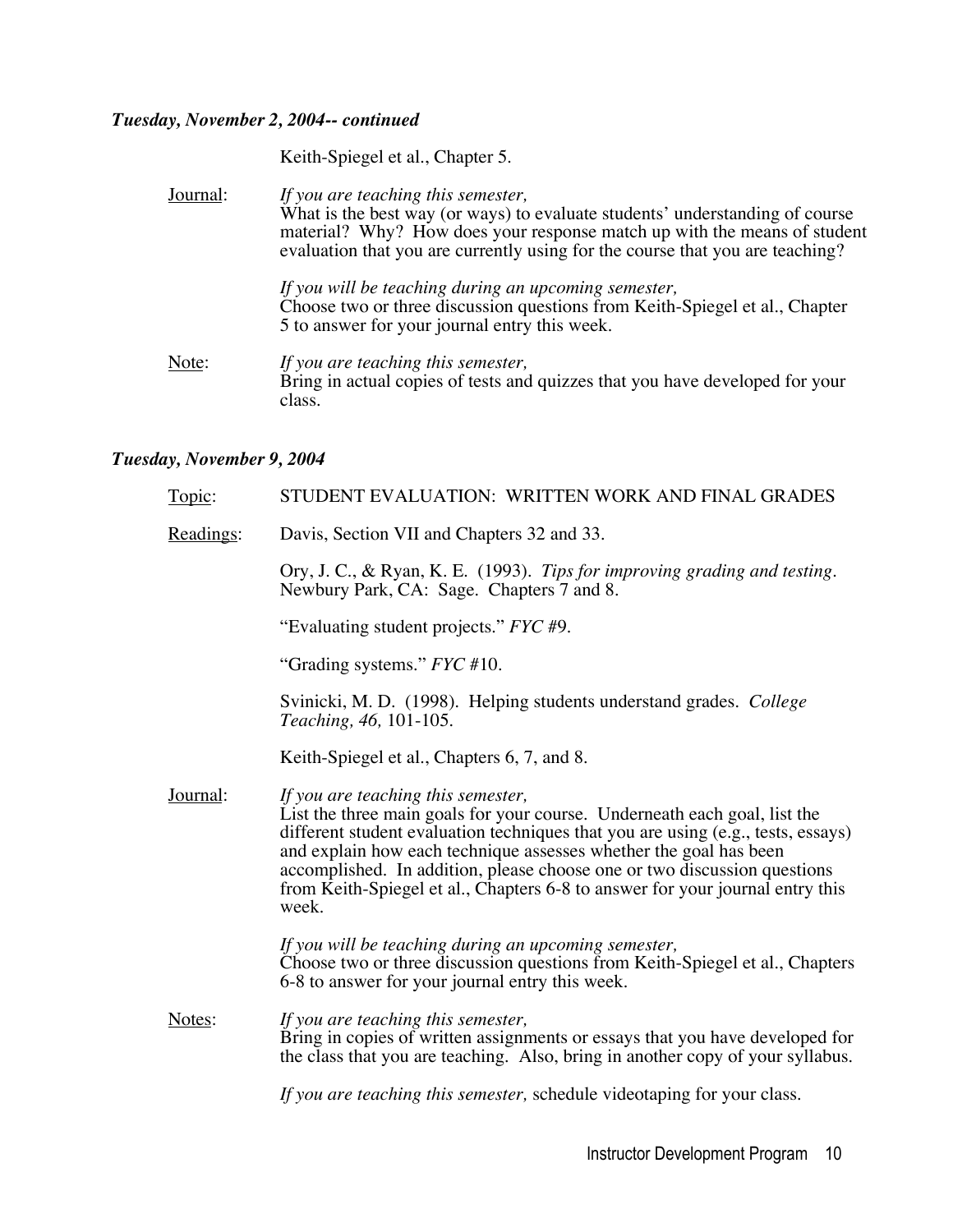***Tuesday, November 2, 2004-- continued***

Keith-Spiegel et al., Chapter 5.

Journal: *If you are teaching this semester,*
What is the best way (or ways) to evaluate students' understanding of course material? Why? How does your response match up with the means of student evaluation that you are currently using for the course that you are teaching?

*If you will be teaching during an upcoming semester,*
Choose two or three discussion questions from Keith-Spiegel et al., Chapter 5 to answer for your journal entry this week.

Note: *If you are teaching this semester,*
Bring in actual copies of tests and quizzes that you have developed for your class.

***Tuesday, November 9, 2004***

Topic: STUDENT EVALUATION: WRITTEN WORK AND FINAL GRADES

Readings: Davis, Section VII and Chapters 32 and 33.

Ory, J. C., & Ryan, K. E. (1993). *Tips for improving grading and testing*. Newbury Park, CA: Sage. Chapters 7 and 8.

"Evaluating student projects." *FYC* #9.

"Grading systems." *FYC* #10.

Svinicki, M. D. (1998). Helping students understand grades. *College Teaching, 46,* 101-105.

Keith-Spiegel et al., Chapters 6, 7, and 8.

Journal: *If you are teaching this semester,*
List the three main goals for your course. Underneath each goal, list the different student evaluation techniques that you are using (e.g., tests, essays) and explain how each technique assesses whether the goal has been accomplished. In addition, please choose one or two discussion questions from Keith-Spiegel et al., Chapters 6-8 to answer for your journal entry this week.

*If you will be teaching during an upcoming semester,*
Choose two or three discussion questions from Keith-Spiegel et al., Chapters 6-8 to answer for your journal entry this week.

Notes: *If you are teaching this semester,*
Bring in copies of written assignments or essays that you have developed for the class that you are teaching. Also, bring in another copy of your syllabus.

*If you are teaching this semester,* schedule videotaping for your class.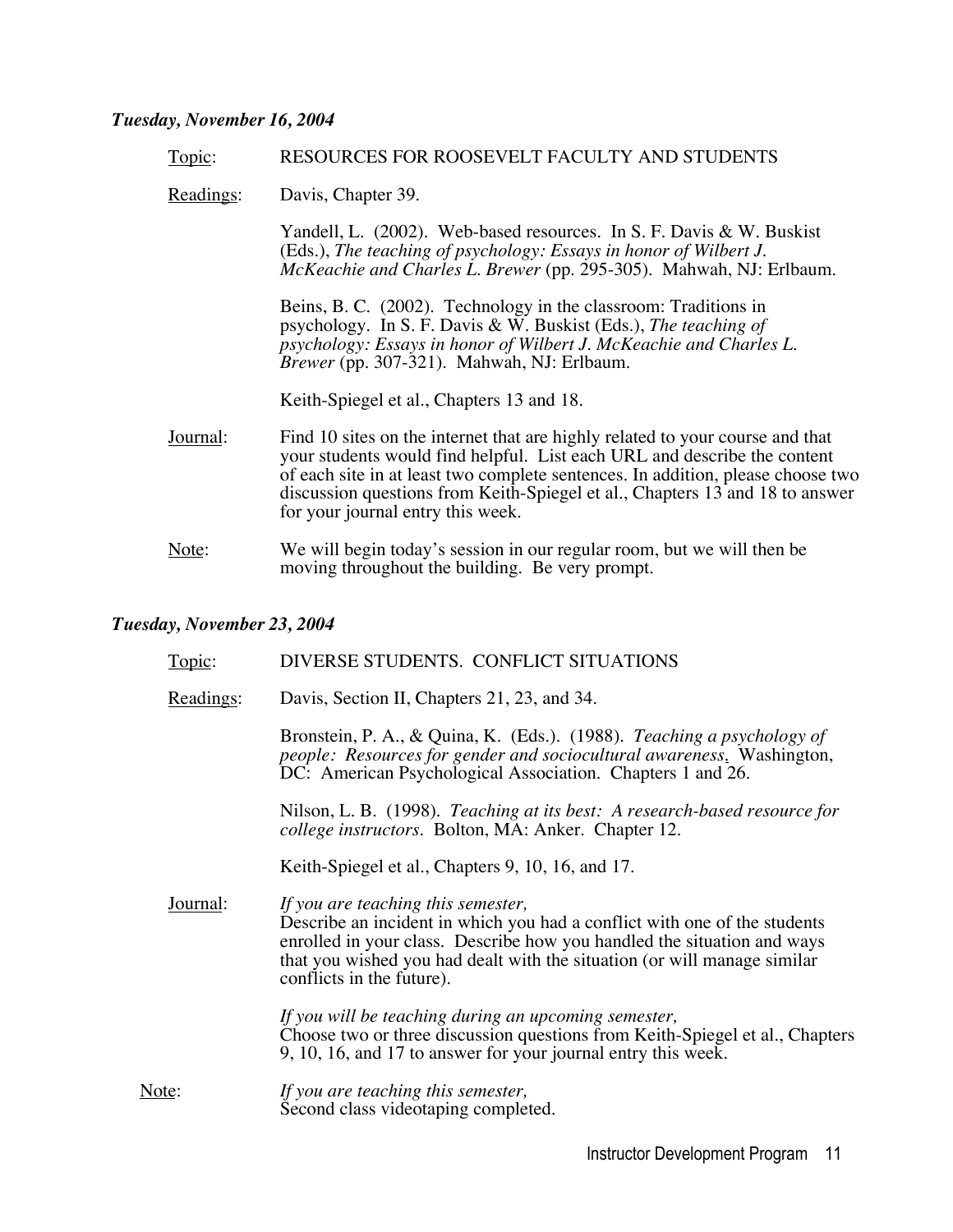***Tuesday, November 16, 2004***

Topic: RESOURCES FOR ROOSEVELT FACULTY AND STUDENTS

Readings: Davis, Chapter 39.

Yandell, L. (2002). Web-based resources. In S. F. Davis & W. Buskist (Eds.), *The teaching of psychology: Essays in honor of Wilbert J. McKeachie and Charles L. Brewer* (pp. 295-305). Mahwah, NJ: Erlbaum.

Beins, B. C. (2002). Technology in the classroom: Traditions in psychology. In S. F. Davis & W. Buskist (Eds.), *The teaching of psychology: Essays in honor of Wilbert J. McKeachie and Charles L. Brewer* (pp. 307-321). Mahwah, NJ: Erlbaum.

Keith-Spiegel et al., Chapters 13 and 18.

Journal: Find 10 sites on the internet that are highly related to your course and that your students would find helpful. List each URL and describe the content of each site in at least two complete sentences. In addition, please choose two discussion questions from Keith-Spiegel et al., Chapters 13 and 18 to answer for your journal entry this week.

Note: We will begin today's session in our regular room, but we will then be moving throughout the building. Be very prompt.

***Tuesday, November 23, 2004***

Topic: DIVERSE STUDENTS. CONFLICT SITUATIONS

Readings: Davis, Section II, Chapters 21, 23, and 34.

Bronstein, P. A., & Quina, K. (Eds.). (1988). *Teaching a psychology of people: Resources for gender and sociocultural awareness*. Washington, DC: American Psychological Association. Chapters 1 and 26.

Nilson, L. B. (1998). *Teaching at its best: A research-based resource for college instructors*. Bolton, MA: Anker. Chapter 12.

Keith-Spiegel et al., Chapters 9, 10, 16, and 17.

Journal: *If you are teaching this semester,*
Describe an incident in which you had a conflict with one of the students enrolled in your class. Describe how you handled the situation and ways that you wished you had dealt with the situation (or will manage similar conflicts in the future).

*If you will be teaching during an upcoming semester,*
Choose two or three discussion questions from Keith-Spiegel et al., Chapters 9, 10, 16, and 17 to answer for your journal entry this week.

Note: *If you are teaching this semester,*
Second class videotaping completed.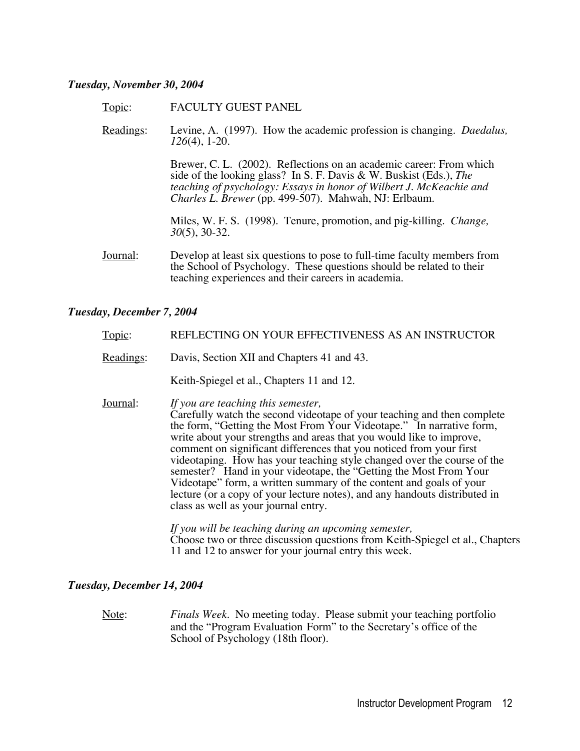***Tuesday, November 30, 2004***

Topic: FACULTY GUEST PANEL

Readings: Levine, A. (1997). How the academic profession is changing. *Daedalus, 126*(4), 1-20.

Brewer, C. L. (2002). Reflections on an academic career: From which side of the looking glass? In S. F. Davis & W. Buskist (Eds.), *The teaching of psychology: Essays in honor of Wilbert J. McKeachie and Charles L. Brewer* (pp. 499-507). Mahwah, NJ: Erlbaum.

Miles, W. F. S. (1998). Tenure, promotion, and pig-killing. *Change, 30*(5), 30-32.

Journal: Develop at least six questions to pose to full-time faculty members from the School of Psychology. These questions should be related to their teaching experiences and their careers in academia.

***Tuesday, December 7, 2004***

Topic: REFLECTING ON YOUR EFFECTIVENESS AS AN INSTRUCTOR

Readings: Davis, Section XII and Chapters 41 and 43.

Keith-Spiegel et al., Chapters 11 and 12.

Journal: *If you are teaching this semester,*
Carefully watch the second videotape of your teaching and then complete the form, "Getting the Most From Your Videotape." In narrative form, write about your strengths and areas that you would like to improve, comment on significant differences that you noticed from your first videotaping. How has your teaching style changed over the course of the semester? Hand in your videotape, the "Getting the Most From Your Videotape" form, a written summary of the content and goals of your lecture (or a copy of your lecture notes), and any handouts distributed in class as well as your journal entry.

*If you will be teaching during an upcoming semester,*
Choose two or three discussion questions from Keith-Spiegel et al., Chapters 11 and 12 to answer for your journal entry this week.

***Tuesday, December 14, 2004***

Note: *Finals Week*. No meeting today. Please submit your teaching portfolio and the "Program Evaluation Form" to the Secretary's office of the School of Psychology (18th floor).